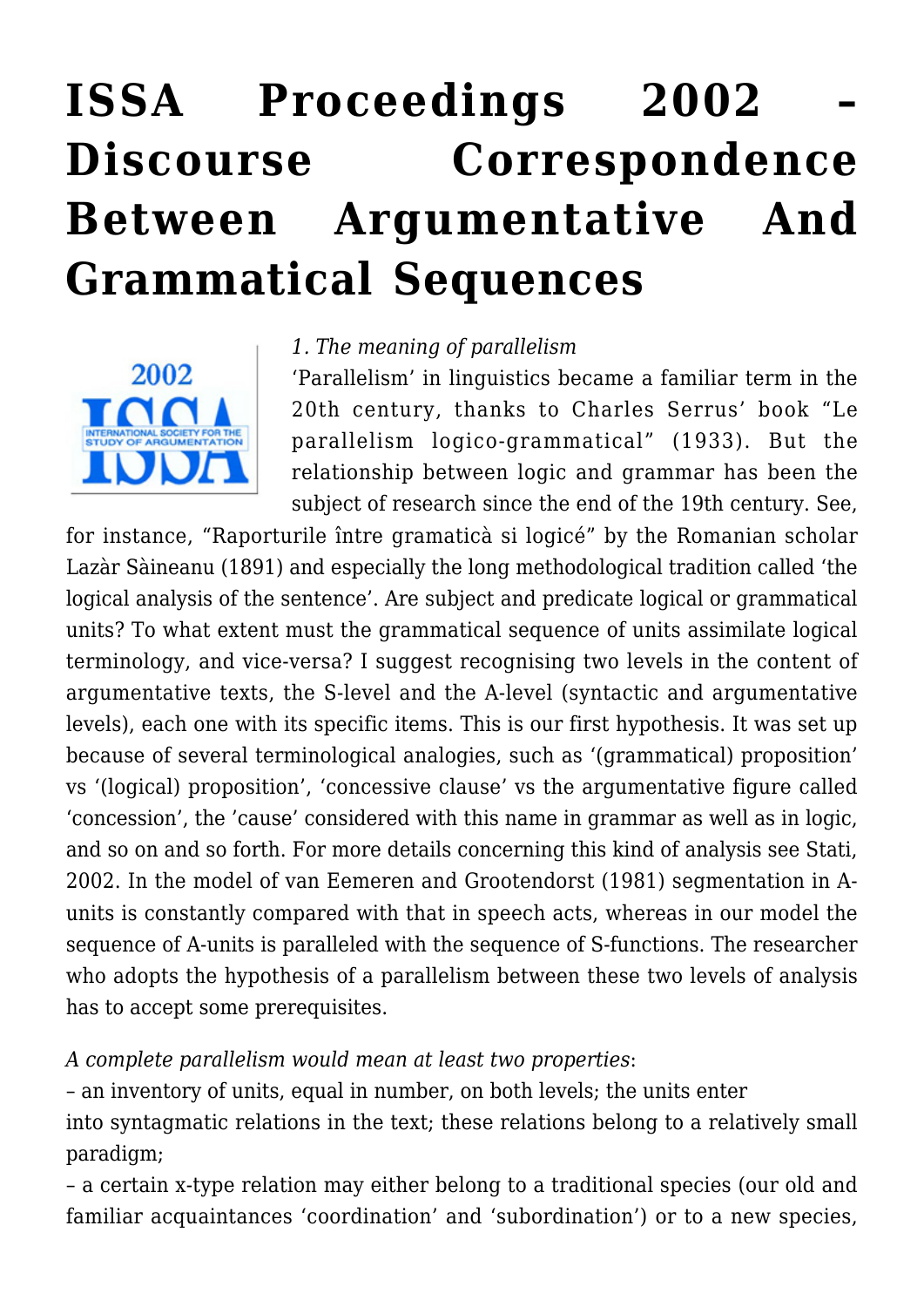# ISSA Proceedings 2002 – Discourse Correspondence Between Argumentative And Grammatical Sequences

*1. The meaning of parallelism*

'Parallelism' in linguistics became a familiar term in the 20th century, thanks to Charles Serrus' book "Le parallelism logico-grammatical" (1933). But the relationship between logic and grammar has been the subject of research since the end of the 19th century. See, for instance, "Raporturile între gramaticà si logicé" by the Romanian scholar Lazàr Sàineanu (1891) and especially the long methodological tradition called 'the logical analysis of the sentence'. Are subject and predicate logical or grammatical units? To what extent must the grammatical sequence of units assimilate logical terminology, and vice-versa? I suggest recognising two levels in the content of argumentative texts, the S-level and the A-level (syntactic and argumentative levels), each one with its specific items. This is our first hypothesis. It was set up because of several terminological analogies, such as '(grammatical) proposition' vs '(logical) proposition', 'concessive clause' vs the argumentative figure called 'concession', the 'cause' considered with this name in grammar as well as in logic, and so on and so forth. For more details concerning this kind of analysis see Stati, 2002. In the model of van Eemeren and Grootendorst (1981) segmentation in A-units is constantly compared with that in speech acts, whereas in our model the sequence of A-units is paralleled with the sequence of S-functions. The researcher who adopts the hypothesis of a parallelism between these two levels of analysis has to accept some prerequisites.

*A complete parallelism would mean at least two properties*:

– an inventory of units, equal in number, on both levels; the units enter into syntagmatic relations in the text; these relations belong to a relatively small paradigm;

– a certain x-type relation may either belong to a traditional species (our old and familiar acquaintances 'coordination' and 'subordination') or to a new species,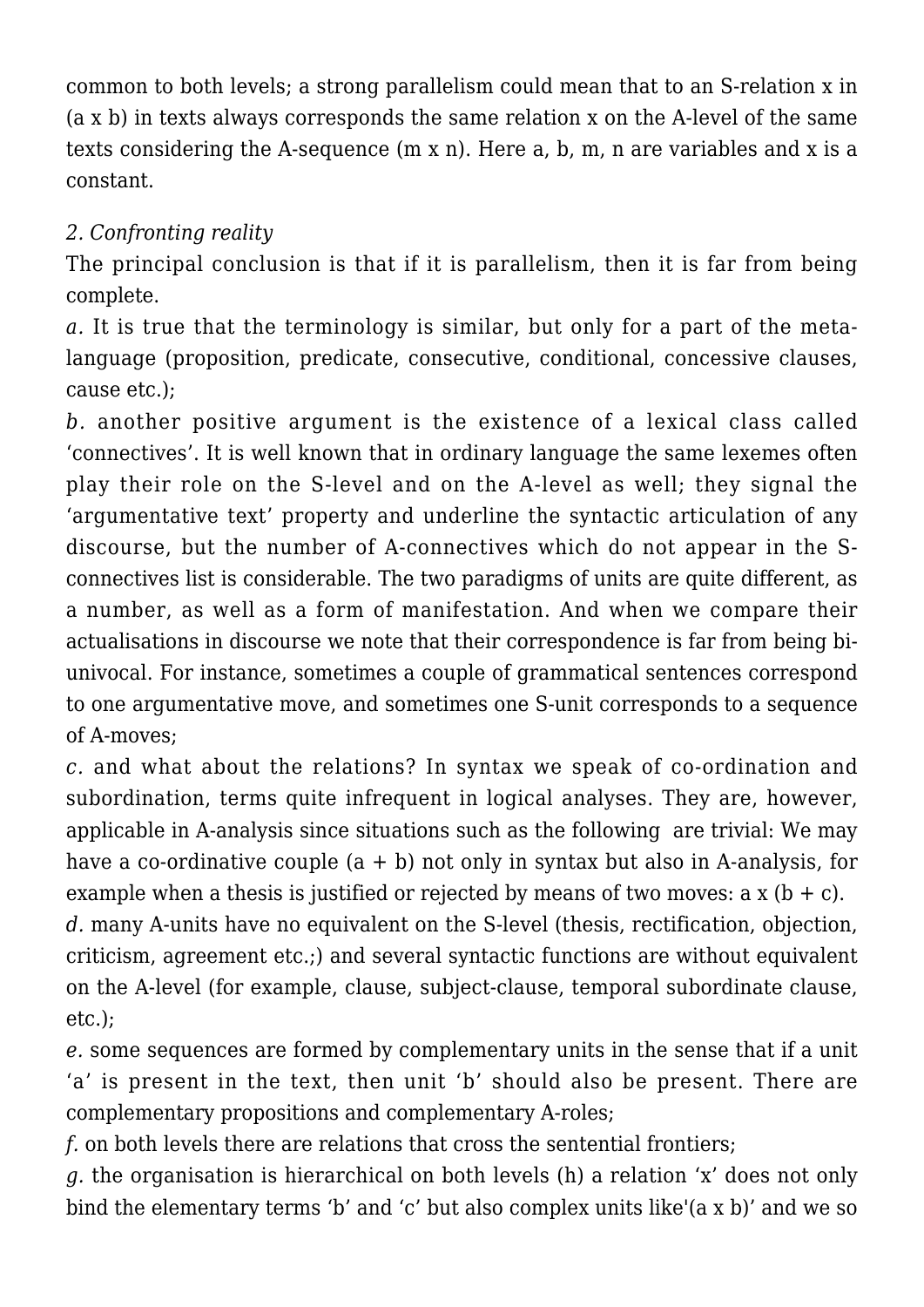common to both levels; a strong parallelism could mean that to an S-relation x in (a x b) in texts always corresponds the same relation x on the A-level of the same texts considering the A-sequence (m x n). Here a, b, m, n are variables and x is a constant.

*2. Confronting reality*

The principal conclusion is that if it is parallelism, then it is far from being complete.

*a.* It is true that the terminology is similar, but only for a part of the meta-language (proposition, predicate, consecutive, conditional, concessive clauses, cause etc.);

*b.* another positive argument is the existence of a lexical class called 'connectives'. It is well known that in ordinary language the same lexemes often play their role on the S-level and on the A-level as well; they signal the 'argumentative text' property and underline the syntactic articulation of any discourse, but the number of A-connectives which do not appear in the S-connectives list is considerable. The two paradigms of units are quite different, as a number, as well as a form of manifestation. And when we compare their actualisations in discourse we note that their correspondence is far from being bi-univocal. For instance, sometimes a couple of grammatical sentences correspond to one argumentative move, and sometimes one S-unit corresponds to a sequence of A-moves;

*c.* and what about the relations? In syntax we speak of co-ordination and subordination, terms quite infrequent in logical analyses. They are, however, applicable in A-analysis since situations such as the following are trivial: We may have a co-ordinative couple (a + b) not only in syntax but also in A-analysis, for example when a thesis is justified or rejected by means of two moves: a x (b + c).

*d.* many A-units have no equivalent on the S-level (thesis, rectification, objection, criticism, agreement etc.;) and several syntactic functions are without equivalent on the A-level (for example, clause, subject-clause, temporal subordinate clause, etc.);

*e.* some sequences are formed by complementary units in the sense that if a unit 'a' is present in the text, then unit 'b' should also be present. There are complementary propositions and complementary A-roles;

*f.* on both levels there are relations that cross the sentential frontiers;

*g.* the organisation is hierarchical on both levels (h) a relation 'x' does not only bind the elementary terms 'b' and 'c' but also complex units like'(a x b)' and we so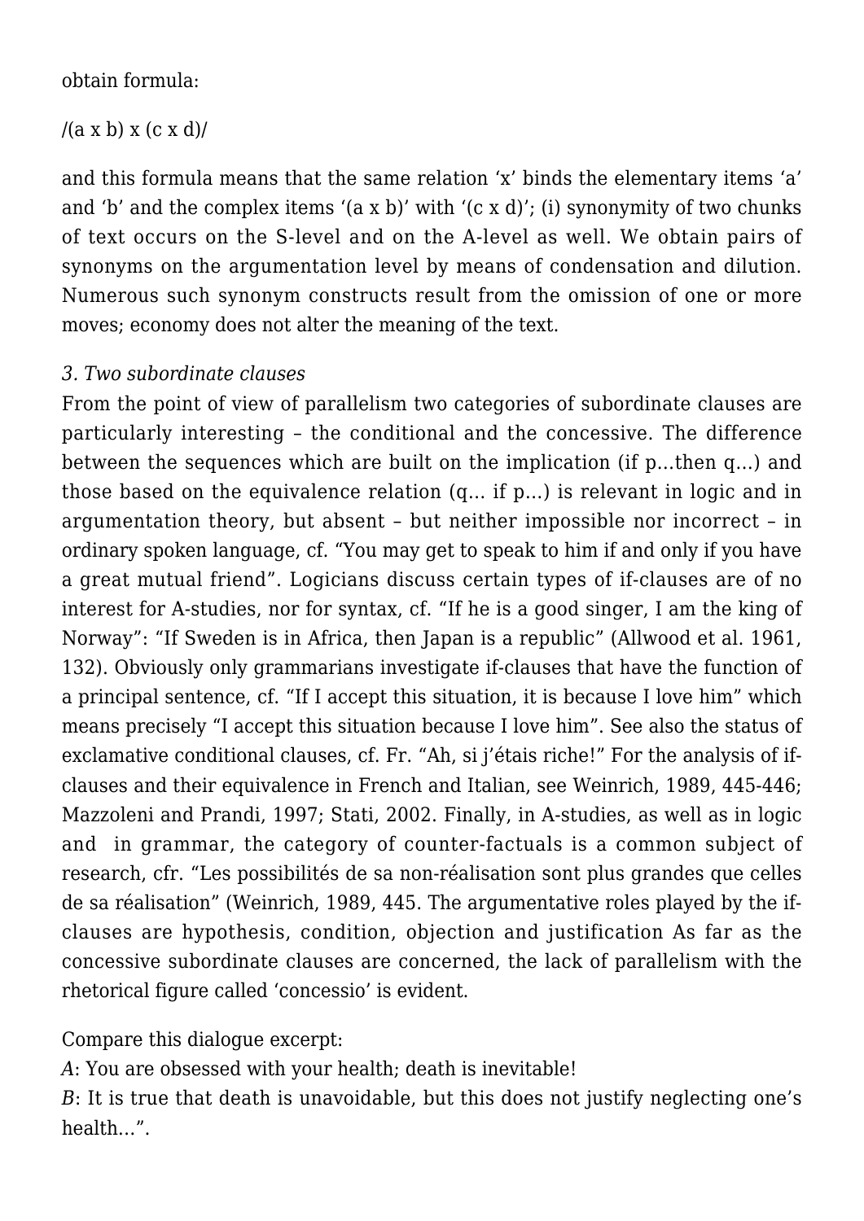obtain formula:

$/(a \times b) \times (c \times d)/$

and this formula means that the same relation 'x' binds the elementary items 'a' and 'b' and the complex items '(a x b)' with '(c x d)'; (i) synonymity of two chunks of text occurs on the S-level and on the A-level as well. We obtain pairs of synonyms on the argumentation level by means of condensation and dilution. Numerous such synonym constructs result from the omission of one or more moves; economy does not alter the meaning of the text.

*3. Two subordinate clauses*

From the point of view of parallelism two categories of subordinate clauses are particularly interesting – the conditional and the concessive. The difference between the sequences which are built on the implication (if p…then q…) and those based on the equivalence relation (q… if p…) is relevant in logic and in argumentation theory, but absent – but neither impossible nor incorrect – in ordinary spoken language, cf. "You may get to speak to him if and only if you have a great mutual friend". Logicians discuss certain types of if-clauses are of no interest for A-studies, nor for syntax, cf. "If he is a good singer, I am the king of Norway": "If Sweden is in Africa, then Japan is a republic" (Allwood et al. 1961, 132). Obviously only grammarians investigate if-clauses that have the function of a principal sentence, cf. "If I accept this situation, it is because I love him" which means precisely "I accept this situation because I love him". See also the status of exclamative conditional clauses, cf. Fr. "Ah, si j'étais riche!" For the analysis of if-clauses and their equivalence in French and Italian, see Weinrich, 1989, 445-446; Mazzoleni and Prandi, 1997; Stati, 2002. Finally, in A-studies, as well as in logic and in grammar, the category of counter-factuals is a common subject of research, cfr. "Les possibilités de sa non-réalisation sont plus grandes que celles de sa réalisation" (Weinrich, 1989, 445. The argumentative roles played by the if-clauses are hypothesis, condition, objection and justification As far as the concessive subordinate clauses are concerned, the lack of parallelism with the rhetorical figure called 'concessio' is evident.

Compare this dialogue excerpt:

*A*: You are obsessed with your health; death is inevitable!

*B*: It is true that death is unavoidable, but this does not justify neglecting one's health…".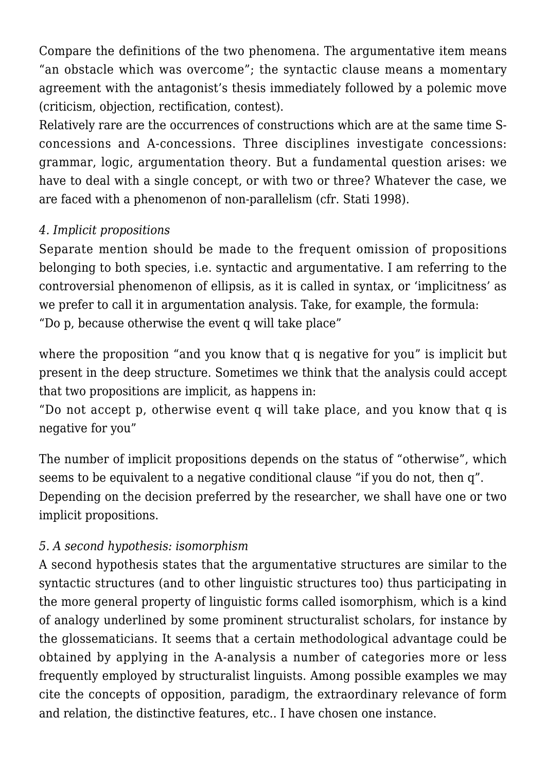Compare the definitions of the two phenomena. The argumentative item means "an obstacle which was overcome"; the syntactic clause means a momentary agreement with the antagonist's thesis immediately followed by a polemic move (criticism, objection, rectification, contest).

Relatively rare are the occurrences of constructions which are at the same time S-concessions and A-concessions. Three disciplines investigate concessions: grammar, logic, argumentation theory. But a fundamental question arises: we have to deal with a single concept, or with two or three? Whatever the case, we are faced with a phenomenon of non-parallelism (cfr. Stati 1998).

*4. Implicit propositions*

Separate mention should be made to the frequent omission of propositions belonging to both species, i.e. syntactic and argumentative. I am referring to the controversial phenomenon of ellipsis, as it is called in syntax, or 'implicitness' as we prefer to call it in argumentation analysis. Take, for example, the formula:

"Do p, because otherwise the event q will take place"

where the proposition "and you know that q is negative for you" is implicit but present in the deep structure. Sometimes we think that the analysis could accept that two propositions are implicit, as happens in:

"Do not accept p, otherwise event q will take place, and you know that q is negative for you"

The number of implicit propositions depends on the status of "otherwise", which seems to be equivalent to a negative conditional clause "if you do not, then q".

Depending on the decision preferred by the researcher, we shall have one or two implicit propositions.

*5. A second hypothesis: isomorphism*

A second hypothesis states that the argumentative structures are similar to the syntactic structures (and to other linguistic structures too) thus participating in the more general property of linguistic forms called isomorphism, which is a kind of analogy underlined by some prominent structuralist scholars, for instance by the glossematicians. It seems that a certain methodological advantage could be obtained by applying in the A-analysis a number of categories more or less frequently employed by structuralist linguists. Among possible examples we may cite the concepts of opposition, paradigm, the extraordinary relevance of form and relation, the distinctive features, etc.. I have chosen one instance.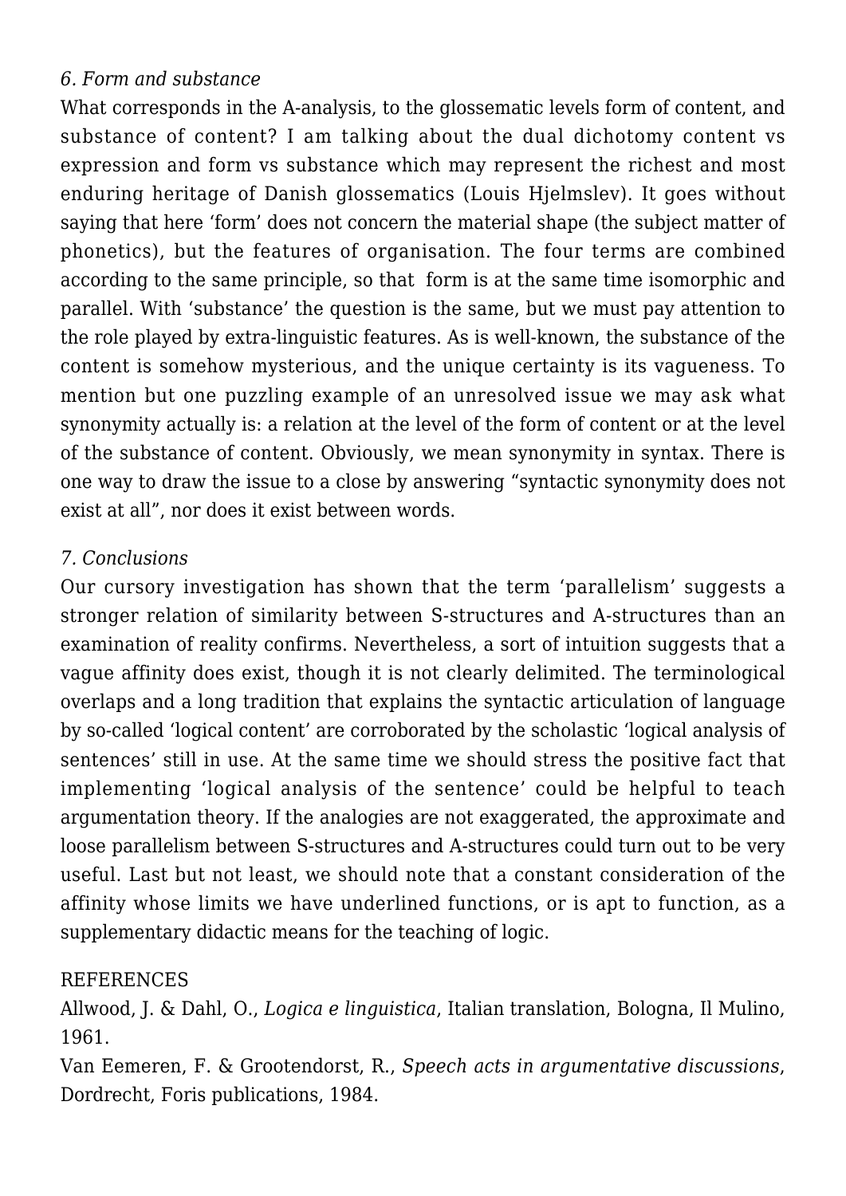*6. Form and substance*

What corresponds in the A-analysis, to the glossematic levels form of content, and substance of content? I am talking about the dual dichotomy content vs expression and form vs substance which may represent the richest and most enduring heritage of Danish glossematics (Louis Hjelmslev). It goes without saying that here 'form' does not concern the material shape (the subject matter of phonetics), but the features of organisation. The four terms are combined according to the same principle, so that form is at the same time isomorphic and parallel. With 'substance' the question is the same, but we must pay attention to the role played by extra-linguistic features. As is well-known, the substance of the content is somehow mysterious, and the unique certainty is its vagueness. To mention but one puzzling example of an unresolved issue we may ask what synonymity actually is: a relation at the level of the form of content or at the level of the substance of content. Obviously, we mean synonymity in syntax. There is one way to draw the issue to a close by answering "syntactic synonymity does not exist at all", nor does it exist between words.

*7. Conclusions*

Our cursory investigation has shown that the term 'parallelism' suggests a stronger relation of similarity between S-structures and A-structures than an examination of reality confirms. Nevertheless, a sort of intuition suggests that a vague affinity does exist, though it is not clearly delimited. The terminological overlaps and a long tradition that explains the syntactic articulation of language by so-called 'logical content' are corroborated by the scholastic 'logical analysis of sentences' still in use. At the same time we should stress the positive fact that implementing 'logical analysis of the sentence' could be helpful to teach argumentation theory. If the analogies are not exaggerated, the approximate and loose parallelism between S-structures and A-structures could turn out to be very useful. Last but not least, we should note that a constant consideration of the affinity whose limits we have underlined functions, or is apt to function, as a supplementary didactic means for the teaching of logic.

REFERENCES

Allwood, J. & Dahl, O., *Logica e linguistica*, Italian translation, Bologna, Il Mulino, 1961.

Van Eemeren, F. & Grootendorst, R., *Speech acts in argumentative discussions*, Dordrecht, Foris publications, 1984.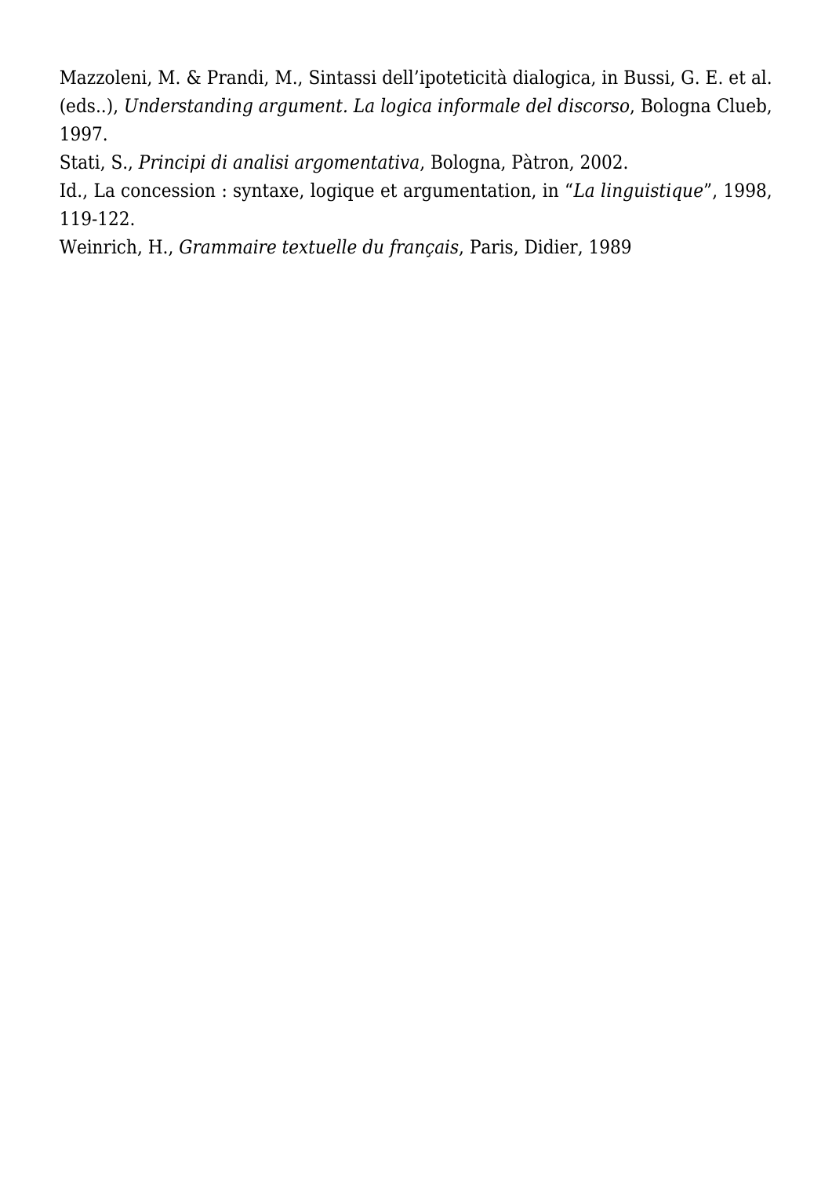Mazzoleni, M. & Prandi, M., Sintassi dell’ipoteticità dialogica, in Bussi, G. E. et al. (eds..), *Understanding argument. La logica informale del discorso*, Bologna Clueb, 1997.

Stati, S., *Principi di analisi argomentativa*, Bologna, Pàtron, 2002.

Id., La concession : syntaxe, logique et argumentation, in “*La linguistique*”, 1998, 119-122.

Weinrich, H., *Grammaire textuelle du français*, Paris, Didier, 1989